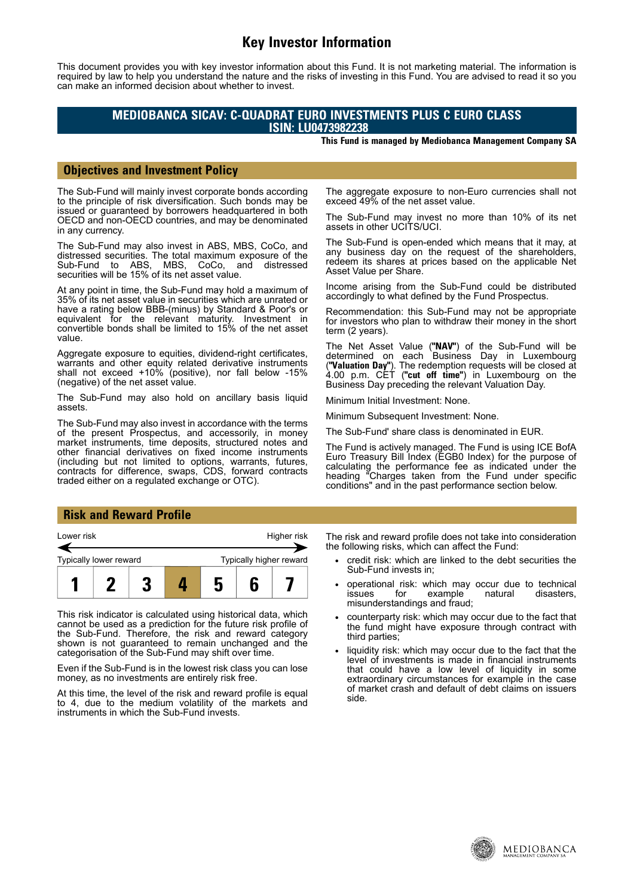# Key Investor Information

This document provides you with key investor information about this Fund. It is not marketing material. The information is required by law to help you understand the nature and the risks of investing in this Fund. You are advised to read it so you can make an informed decision about whether to invest.

## MEDIOBANCA SICAV: C-QUADRAT EURO INVESTMENTS PLUS C EURO CLASS
## ISIN: LU0473982238

**This Fund is managed by Mediobanca Management Company SA**

## Objectives and Investment Policy

The Sub-Fund will mainly invest corporate bonds according to the principle of risk diversification. Such bonds may be issued or guaranteed by borrowers headquartered in both OECD and non-OECD countries, and may be denominated in any currency.

The Sub-Fund may also invest in ABS, MBS, CoCo, and distressed securities. The total maximum exposure of the Sub-Fund to ABS, MBS, CoCo, and distressed securities will be 15% of its net asset value.

At any point in time, the Sub-Fund may hold a maximum of 35% of its net asset value in securities which are unrated or have a rating below BBB-(minus) by Standard & Poor's or equivalent for the relevant maturity. Investment in convertible bonds shall be limited to 15% of the net asset value.

Aggregate exposure to equities, dividend-right certificates, warrants and other equity related derivative instruments shall not exceed +10% (positive), nor fall below -15% (negative) of the net asset value.

The Sub-Fund may also hold on ancillary basis liquid assets.

The Sub-Fund may also invest in accordance with the terms of the present Prospectus, and accessorily, in money market instruments, time deposits, structured notes and other financial derivatives on fixed income instruments (including but not limited to options, warrants, futures, contracts for difference, swaps, CDS, forward contracts traded either on a regulated exchange or OTC).

The aggregate exposure to non-Euro currencies shall not exceed 49% of the net asset value.

The Sub-Fund may invest no more than 10% of its net assets in other UCITS/UCI.

The Sub-Fund is open-ended which means that it may, at any business day on the request of the shareholders, redeem its shares at prices based on the applicable Net Asset Value per Share.

Income arising from the Sub-Fund could be distributed accordingly to what defined by the Fund Prospectus.

Recommendation: this Sub-Fund may not be appropriate for investors who plan to withdraw their money in the short term (2 years).

The Net Asset Value (**"NAV"**) of the Sub-Fund will be determined on each Business Day in Luxembourg (**"Valuation Day"**). The redemption requests will be closed at 4.00 p.m. CET (**"cut off time"**) in Luxembourg on the Business Day preceding the relevant Valuation Day.

Minimum Initial Investment: None.

Minimum Subsequent Investment: None.

The Sub-Fund' share class is denominated in EUR.

The Fund is actively managed. The Fund is using ICE BofA Euro Treasury Bill Index (EGB0 Index) for the purpose of calculating the performance fee as indicated under the heading "Charges taken from the Fund under specific conditions" and in the past performance section below.

## Risk and Reward Profile

| Lower risk | | | | | | Higher risk |
|---|---|---|---|---|---|---|
| Typically lower reward | | | | | | Typically higher reward |
| 1 | 2 | 3 | **4** | 5 | 6 | 7 |

This risk indicator is calculated using historical data, which cannot be used as a prediction for the future risk profile of the Sub-Fund. Therefore, the risk and reward category shown is not guaranteed to remain unchanged and the categorisation of the Sub-Fund may shift over time.

Even if the Sub-Fund is in the lowest risk class you can lose money, as no investments are entirely risk free.

At this time, the level of the risk and reward profile is equal to 4, due to the medium volatility of the markets and instruments in which the Sub-Fund invests.

The risk and reward profile does not take into consideration the following risks, which can affect the Fund:

- credit risk: which are linked to the debt securities the Sub-Fund invests in;
- operational risk: which may occur due to technical issues for example natural disasters, misunderstandings and fraud;
- counterparty risk: which may occur due to the fact that the fund might have exposure through contract with third parties;
- liquidity risk: which may occur due to the fact that the level of investments is made in financial instruments that could have a low level of liquidity in some extraordinary circumstances for example in the case of market crash and default of debt claims on issuers side.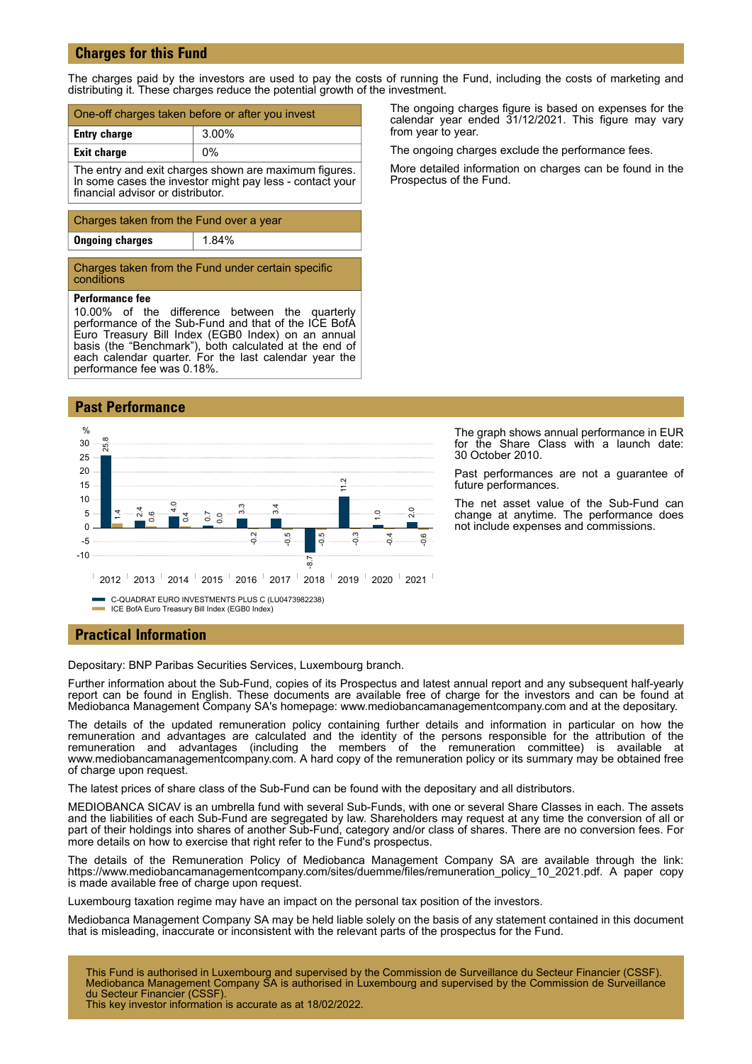## Charges for this Fund

The charges paid by the investors are used to pay the costs of running the Fund, including the costs of marketing and distributing it. These charges reduce the potential growth of the investment.

| One-off charges taken before or after you invest | |
|---|---|
| **Entry charge** | 3.00% |
| **Exit charge** | 0% |

The entry and exit charges shown are maximum figures. In some cases the investor might pay less - contact your financial advisor or distributor.

| Charges taken from the Fund over a year | |
|---|---|
| **Ongoing charges** | 1.84% |

Charges taken from the Fund under certain specific conditions

**Performance fee**
10.00% of the difference between the quarterly performance of the Sub-Fund and that of the ICE BofA Euro Treasury Bill Index (EGB0 Index) on an annual basis (the "Benchmark"), both calculated at the end of each calendar quarter. For the last calendar year the performance fee was 0.18%.

The ongoing charges figure is based on expenses for the calendar year ended 31/12/2021. This figure may vary from year to year.

The ongoing charges exclude the performance fees.

More detailed information on charges can be found in the Prospectus of the Fund.

## Past Performance

%
30
25
20
15
10
5
0
-5
-10

25.8
1.4
2.4
0.6
4.0
0.4
0.7
0.0
3.3
-0.2
3.4
-0.5
-8.7
-0.5
11.2
-0.3
1.0
-0.4
2.0
-0.6

2012 2013 2014 2015 2016 2017 2018 2019 2020 2021

C-QUADRAT EURO INVESTMENTS PLUS C (LU0473982238)
ICE BofA Euro Treasury Bill Index (EGB0 Index)

The graph shows annual performance in EUR for the Share Class with a launch date: 30 October 2010.

Past performances are not a guarantee of future performances.

The net asset value of the Sub-Fund can change at anytime. The performance does not include expenses and commissions.

## Practical Information

Depositary: BNP Paribas Securities Services, Luxembourg branch.

Further information about the Sub-Fund, copies of its Prospectus and latest annual report and any subsequent half-yearly report can be found in English. These documents are available free of charge for the investors and can be found at Mediobanca Management Company SA's homepage: www.mediobancamanagementcompany.com and at the depositary.

The details of the updated remuneration policy containing further details and information in particular on how the remuneration and advantages are calculated and the identity of the persons responsible for the attribution of the remuneration and advantages (including the members of the remuneration committee) is available at www.mediobancamanagementcompany.com. A hard copy of the remuneration policy or its summary may be obtained free of charge upon request.

The latest prices of share class of the Sub-Fund can be found with the depositary and all distributors.

MEDIOBANCA SICAV is an umbrella fund with several Sub-Funds, with one or several Share Classes in each. The assets and the liabilities of each Sub-Fund are segregated by law. Shareholders may request at any time the conversion of all or part of their holdings into shares of another Sub-Fund, category and/or class of shares. There are no conversion fees. For more details on how to exercise that right refer to the Fund's prospectus.

The details of the Remuneration Policy of Mediobanca Management Company SA are available through the link: https://www.mediobancamanagementcompany.com/sites/duemme/files/remuneration_policy_10_2021.pdf. A paper copy is made available free of charge upon request.

Luxembourg taxation regime may have an impact on the personal tax position of the investors.

Mediobanca Management Company SA may be held liable solely on the basis of any statement contained in this document that is misleading, inaccurate or inconsistent with the relevant parts of the prospectus for the Fund.

This Fund is authorised in Luxembourg and supervised by the Commission de Surveillance du Secteur Financier (CSSF).
Mediobanca Management Company SA is authorised in Luxembourg and supervised by the Commission de Surveillance du Secteur Financier (CSSF).
This key investor information is accurate as at 18/02/2022.